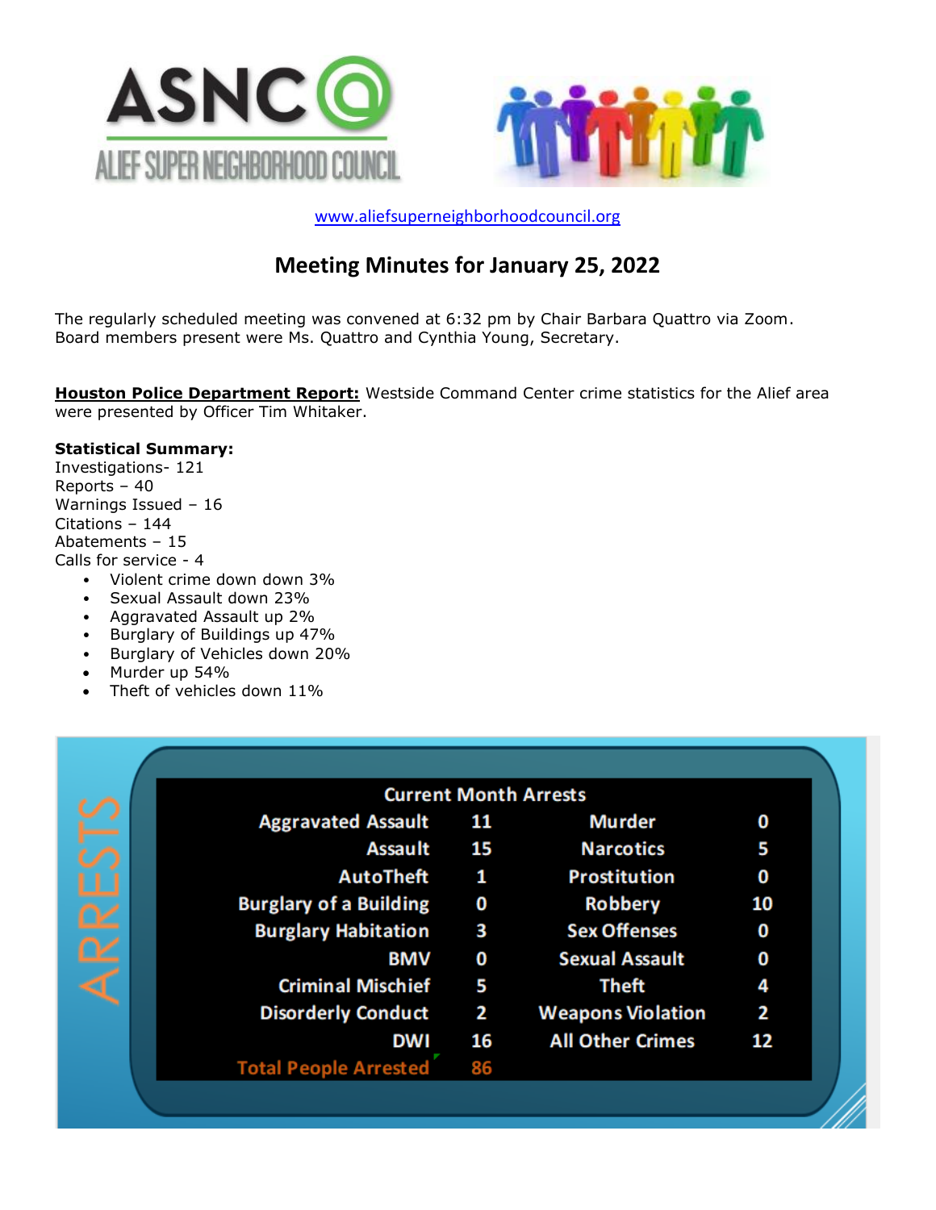ASNC

ALIEF SUPER NEIGHBORHOOD COUNCIL

www.aliefsuperneighborhoodcouncil.org

# Meeting Minutes for January 25, 2022

The regularly scheduled meeting was convened at 6:32 pm by Chair Barbara Quattro via Zoom. Board members present were Ms. Quattro and Cynthia Young, Secretary.

**Houston Police Department Report:** Westside Command Center crime statistics for the Alief area were presented by Officer Tim Whitaker.

**Statistical Summary:**
Investigations- 121
Reports – 40
Warnings Issued – 16
Citations – 144
Abatements – 15
Calls for service - 4

- Violent crime down down 3%
- Sexual Assault down 23%
- Aggravated Assault up 2%
- Burglary of Buildings up 47%
- Burglary of Vehicles down 20%
- Murder up 54%
- Theft of vehicles down 11%

ARRESTS

| Current Month Arrests | | | |
|---|---|---|---|
| Aggravated Assault | 11 | Murder | 0 |
| Assault | 15 | Narcotics | 5 |
| AutoTheft | 1 | Prostitution | 0 |
| Burglary of a Building | 0 | Robbery | 10 |
| Burglary Habitation | 3 | Sex Offenses | 0 |
| BMV | 0 | Sexual Assault | 0 |
| Criminal Mischief | 5 | Theft | 4 |
| Disorderly Conduct | 2 | Weapons Violation | 2 |
| DWI | 16 | All Other Crimes | 12 |
| Total People Arrested | 86 | | |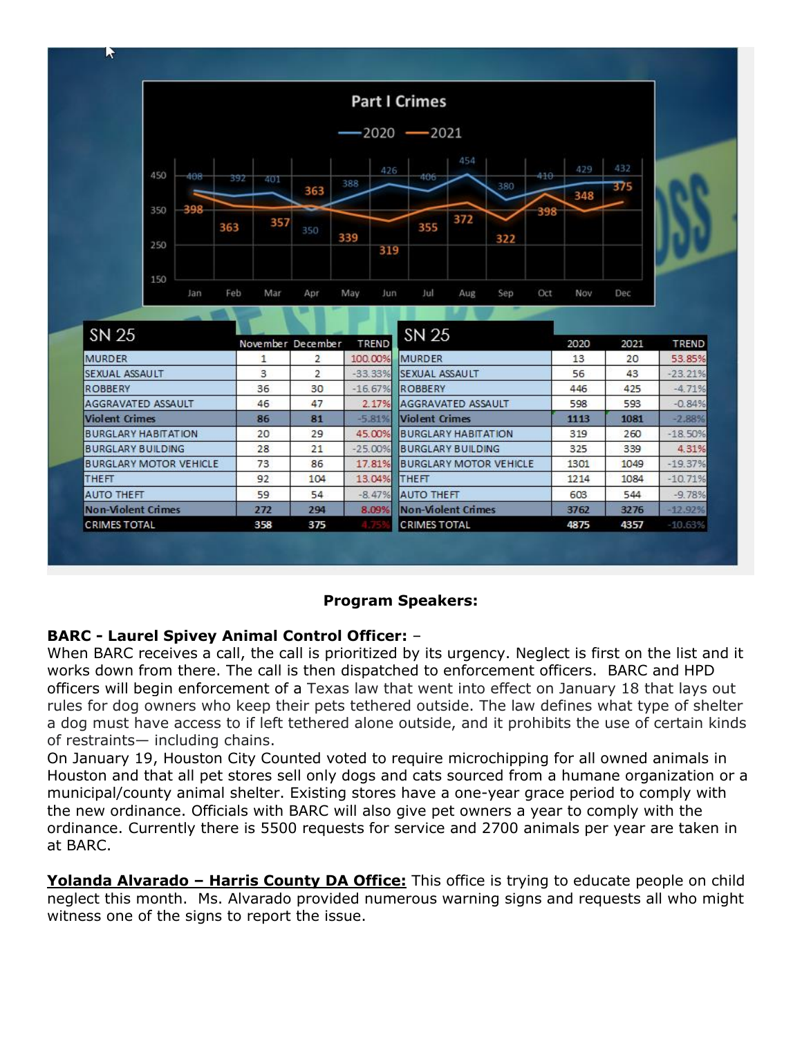## Part I Crimes

| Month | 2020 | 2021 |
| --- | --- | --- |
| Jan | 408 | 398 |
| Feb | 392 | 363 |
| Mar | 401 | 357 |
| Apr | 350 | 363 |
| May | 388 | 339 |
| Jun | 426 | 319 |
| Jul | 406 | 355 |
| Aug | 454 | 372 |
| Sep | 380 | 322 |
| Oct | 410 | 398 |
| Nov | 429 | 348 |
| Dec | 432 | 375 |

| SN 25 | November | December | TREND |
| --- | --- | --- | --- |
| MURDER | 1 | 2 | 100.00% |
| SEXUAL ASSAULT | 3 | 2 | -33.33% |
| ROBBERY | 36 | 30 | -16.67% |
| AGGRAVATED ASSAULT | 46 | 47 | 2.17% |
| **Violent Crimes** | **86** | **81** | -5.81% |
| BURGLARY HABITATION | 20 | 29 | 45.00% |
| BURGLARY BUILDING | 28 | 21 | -25.00% |
| BURGLARY MOTOR VEHICLE | 73 | 86 | 17.81% |
| THEFT | 92 | 104 | 13.04% |
| AUTO THEFT | 59 | 54 | -8.47% |
| **Non-Violent Crimes** | **272** | **294** | 8.09% |
| CRIMES TOTAL | 358 | 375 | 4.75% |

| SN 25 | 2020 | 2021 | TREND |
| --- | --- | --- | --- |
| MURDER | 13 | 20 | 53.85% |
| SEXUAL ASSAULT | 56 | 43 | -23.21% |
| ROBBERY | 446 | 425 | -4.71% |
| AGGRAVATED ASSAULT | 598 | 593 | -0.84% |
| **Violent Crimes** | **1113** | **1081** | -2.88% |
| BURGLARY HABITATION | 319 | 260 | -18.50% |
| BURGLARY BUILDING | 325 | 339 | 4.31% |
| BURGLARY MOTOR VEHICLE | 1301 | 1049 | -19.37% |
| THEFT | 1214 | 1084 | -10.71% |
| AUTO THEFT | 603 | 544 | -9.78% |
| **Non-Violent Crimes** | **3762** | **3276** | -12.92% |
| CRIMES TOTAL | 4875 | 4357 | -10.63% |

**Program Speakers:**

**BARC - Laurel Spivey Animal Control Officer:** –
When BARC receives a call, the call is prioritized by its urgency. Neglect is first on the list and it works down from there. The call is then dispatched to enforcement officers. BARC and HPD officers will begin enforcement of a Texas law that went into effect on January 18 that lays out rules for dog owners who keep their pets tethered outside. The law defines what type of shelter a dog must have access to if left tethered alone outside, and it prohibits the use of certain kinds of restraints— including chains.
On January 19, Houston City Counted voted to require microchipping for all owned animals in Houston and that all pet stores sell only dogs and cats sourced from a humane organization or a municipal/county animal shelter. Existing stores have a one-year grace period to comply with the new ordinance. Officials with BARC will also give pet owners a year to comply with the ordinance. Currently there is 5500 requests for service and 2700 animals per year are taken in at BARC.

**Yolanda Alvarado – Harris County DA Office:** This office is trying to educate people on child neglect this month. Ms. Alvarado provided numerous warning signs and requests all who might witness one of the signs to report the issue.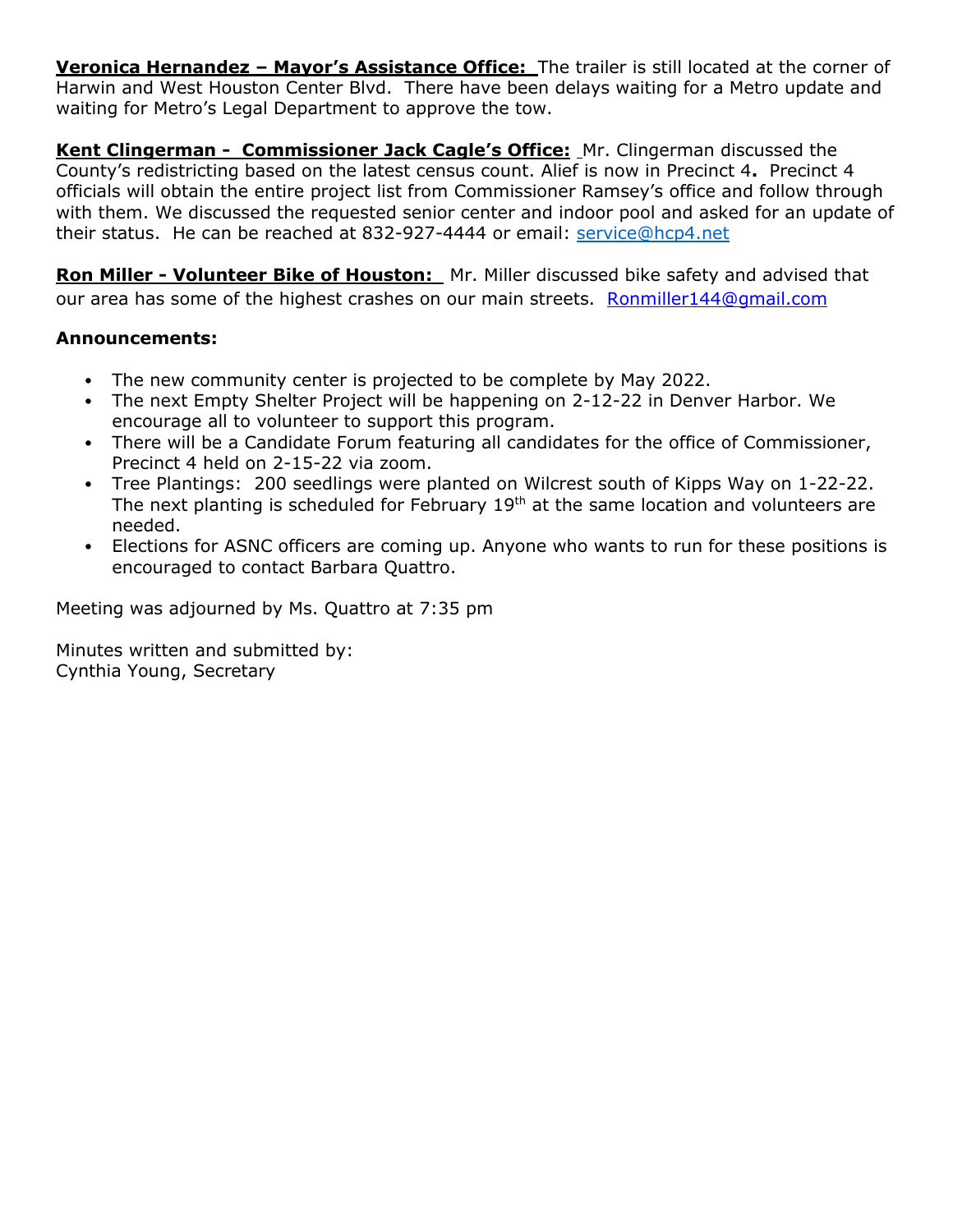**Veronica Hernandez – Mayor's Assistance Office:** The trailer is still located at the corner of Harwin and West Houston Center Blvd. There have been delays waiting for a Metro update and waiting for Metro's Legal Department to approve the tow.

**Kent Clingerman - Commissioner Jack Cagle's Office:** Mr. Clingerman discussed the County's redistricting based on the latest census count. Alief is now in Precinct 4**.** Precinct 4 officials will obtain the entire project list from Commissioner Ramsey's office and follow through with them. We discussed the requested senior center and indoor pool and asked for an update of their status. He can be reached at 832-927-4444 or email: service@hcp4.net

**Ron Miller - Volunteer Bike of Houston:** Mr. Miller discussed bike safety and advised that our area has some of the highest crashes on our main streets. Ronmiller144@gmail.com

**Announcements:**

- The new community center is projected to be complete by May 2022.
- The next Empty Shelter Project will be happening on 2-12-22 in Denver Harbor. We encourage all to volunteer to support this program.
- There will be a Candidate Forum featuring all candidates for the office of Commissioner, Precinct 4 held on 2-15-22 via zoom.
- Tree Plantings: 200 seedlings were planted on Wilcrest south of Kipps Way on 1-22-22. The next planting is scheduled for February 19th at the same location and volunteers are needed.
- Elections for ASNC officers are coming up. Anyone who wants to run for these positions is encouraged to contact Barbara Quattro.

Meeting was adjourned by Ms. Quattro at 7:35 pm

Minutes written and submitted by:
Cynthia Young, Secretary